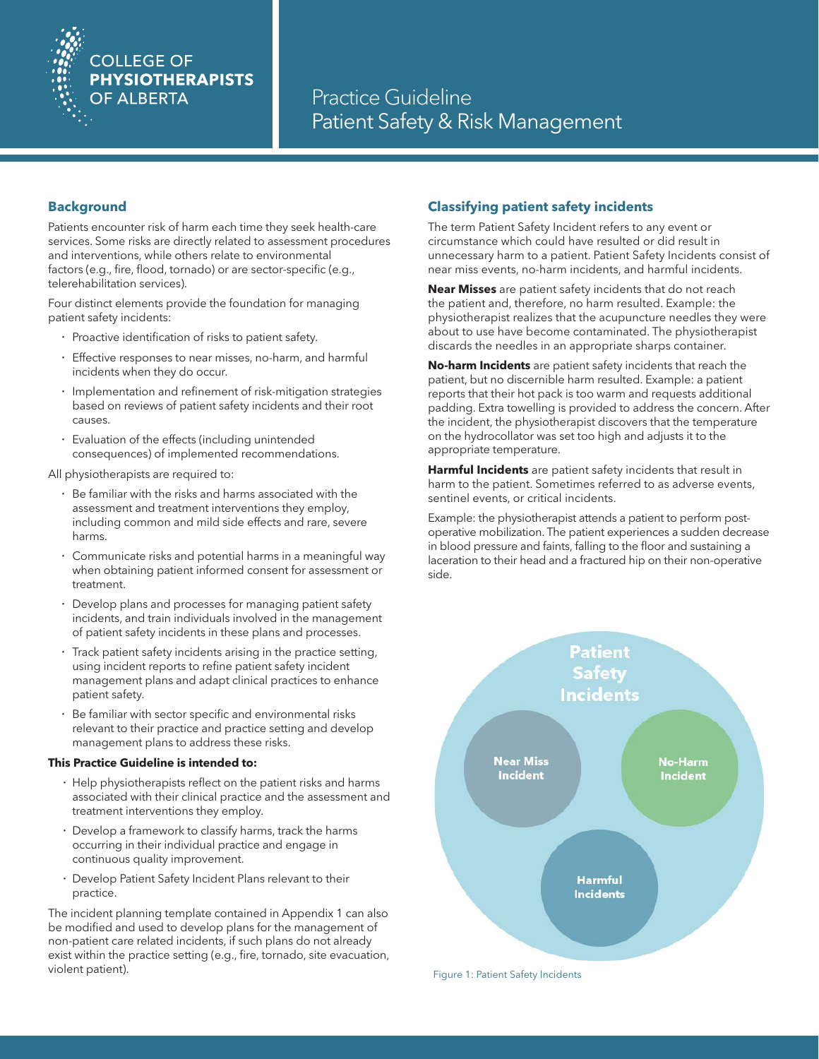# Practice Guideline
# Patient Safety & Risk Management

College of Physiotherapists of Alberta

## Background

Patients encounter risk of harm each time they seek health-care services. Some risks are directly related to assessment procedures and interventions, while others relate to environmental factors (e.g., fire, flood, tornado) or are sector-specific (e.g., telerehabilitation services).

Four distinct elements provide the foundation for managing patient safety incidents:

- Proactive identification of risks to patient safety.
- Effective responses to near misses, no-harm, and harmful incidents when they do occur.
- Implementation and refinement of risk-mitigation strategies based on reviews of patient safety incidents and their root causes.
- Evaluation of the effects (including unintended consequences) of implemented recommendations.

All physiotherapists are required to:

- Be familiar with the risks and harms associated with the assessment and treatment interventions they employ, including common and mild side effects and rare, severe harms.
- Communicate risks and potential harms in a meaningful way when obtaining patient informed consent for assessment or treatment.
- Develop plans and processes for managing patient safety incidents, and train individuals involved in the management of patient safety incidents in these plans and processes.
- Track patient safety incidents arising in the practice setting, using incident reports to refine patient safety incident management plans and adapt clinical practices to enhance patient safety.
- Be familiar with sector specific and environmental risks relevant to their practice and practice setting and develop management plans to address these risks.

**This Practice Guideline is intended to:**

- Help physiotherapists reflect on the patient risks and harms associated with their clinical practice and the assessment and treatment interventions they employ.
- Develop a framework to classify harms, track the harms occurring in their individual practice and engage in continuous quality improvement.
- Develop Patient Safety Incident Plans relevant to their practice.

The incident planning template contained in Appendix 1 can also be modified and used to develop plans for the management of non-patient care related incidents, if such plans do not already exist within the practice setting (e.g., fire, tornado, site evacuation, violent patient).

## Classifying patient safety incidents

The term Patient Safety Incident refers to any event or circumstance which could have resulted or did result in unnecessary harm to a patient. Patient Safety Incidents consist of near miss events, no-harm incidents, and harmful incidents.

**Near Misses** are patient safety incidents that do not reach the patient and, therefore, no harm resulted. Example: the physiotherapist realizes that the acupuncture needles they were about to use have become contaminated. The physiotherapist discards the needles in an appropriate sharps container.

**No-harm Incidents** are patient safety incidents that reach the patient, but no discernible harm resulted. Example: a patient reports that their hot pack is too warm and requests additional padding. Extra towelling is provided to address the concern. After the incident, the physiotherapist discovers that the temperature on the hydrocollator was set too high and adjusts it to the appropriate temperature.

**Harmful Incidents** are patient safety incidents that result in harm to the patient. Sometimes referred to as adverse events, sentinel events, or critical incidents.

Example: the physiotherapist attends a patient to perform post-operative mobilization. The patient experiences a sudden decrease in blood pressure and faints, falling to the floor and sustaining a laceration to their head and a fractured hip on their non-operative side.

Patient Safety Incidents: Near Miss Incident; No-Harm Incident; Harmful Incidents

Figure 1: Patient Safety Incidents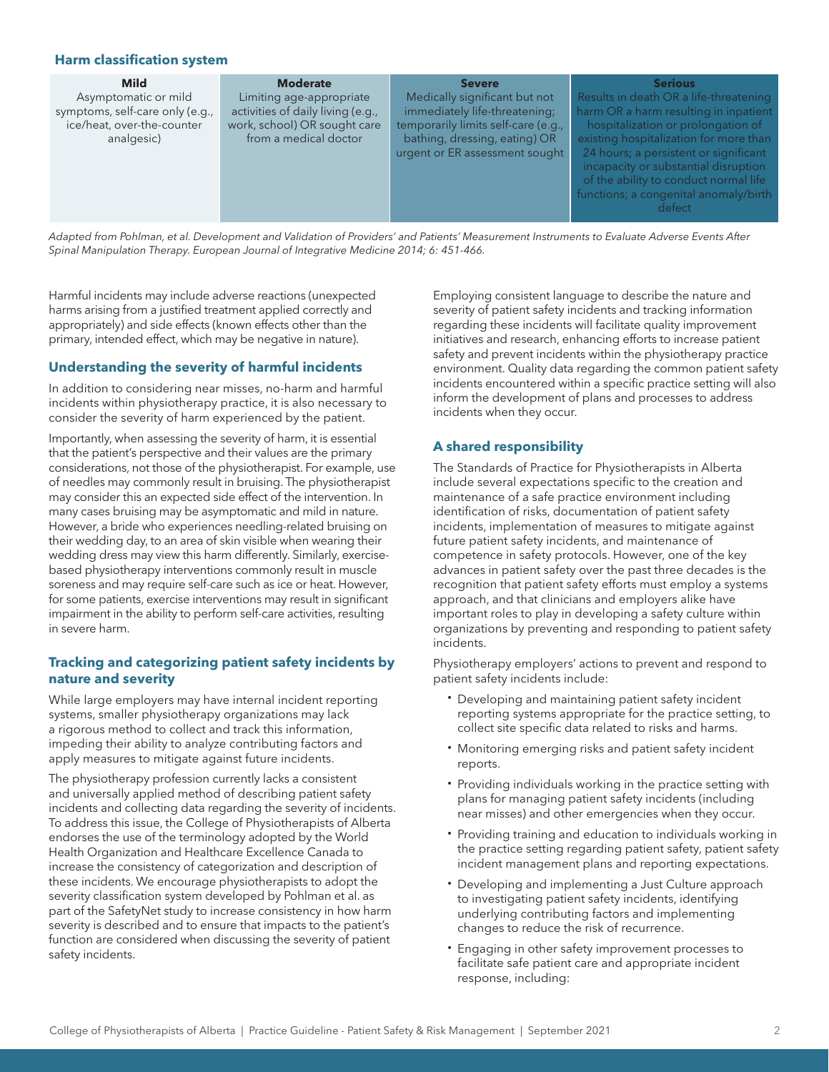### Harm classification system

| Mild | Moderate | Severe | Serious |
|---|---|---|---|
| Asymptomatic or mild symptoms, self-care only (e.g., ice/heat, over-the-counter analgesic) | Limiting age-appropriate activities of daily living (e.g., work, school) OR sought care from a medical doctor | Medically significant but not immediately life-threatening; temporarily limits self-care (e.g., bathing, dressing, eating) OR urgent or ER assessment sought | Results in death OR a life-threatening harm OR a harm resulting in inpatient hospitalization or prolongation of existing hospitalization for more than 24 hours; a persistent or significant incapacity or substantial disruption of the ability to conduct normal life functions; a congenital anomaly/birth defect |

*Adapted from Pohlman, et al. Development and Validation of Providers' and Patients' Measurement Instruments to Evaluate Adverse Events After Spinal Manipulation Therapy. European Journal of Integrative Medicine 2014; 6: 451-466.*

Harmful incidents may include adverse reactions (unexpected harms arising from a justified treatment applied correctly and appropriately) and side effects (known effects other than the primary, intended effect, which may be negative in nature).

### Understanding the severity of harmful incidents

In addition to considering near misses, no-harm and harmful incidents within physiotherapy practice, it is also necessary to consider the severity of harm experienced by the patient.

Importantly, when assessing the severity of harm, it is essential that the patient's perspective and their values are the primary considerations, not those of the physiotherapist. For example, use of needles may commonly result in bruising. The physiotherapist may consider this an expected side effect of the intervention. In many cases bruising may be asymptomatic and mild in nature. However, a bride who experiences needling-related bruising on their wedding day, to an area of skin visible when wearing their wedding dress may view this harm differently. Similarly, exercise-based physiotherapy interventions commonly result in muscle soreness and may require self-care such as ice or heat. However, for some patients, exercise interventions may result in significant impairment in the ability to perform self-care activities, resulting in severe harm.

### Tracking and categorizing patient safety incidents by nature and severity

While large employers may have internal incident reporting systems, smaller physiotherapy organizations may lack a rigorous method to collect and track this information, impeding their ability to analyze contributing factors and apply measures to mitigate against future incidents.

The physiotherapy profession currently lacks a consistent and universally applied method of describing patient safety incidents and collecting data regarding the severity of incidents. To address this issue, the College of Physiotherapists of Alberta endorses the use of the terminology adopted by the World Health Organization and Healthcare Excellence Canada to increase the consistency of categorization and description of these incidents. We encourage physiotherapists to adopt the severity classification system developed by Pohlman et al. as part of the SafetyNet study to increase consistency in how harm severity is described and to ensure that impacts to the patient's function are considered when discussing the severity of patient safety incidents.

Employing consistent language to describe the nature and severity of patient safety incidents and tracking information regarding these incidents will facilitate quality improvement initiatives and research, enhancing efforts to increase patient safety and prevent incidents within the physiotherapy practice environment. Quality data regarding the common patient safety incidents encountered within a specific practice setting will also inform the development of plans and processes to address incidents when they occur.

### A shared responsibility

The Standards of Practice for Physiotherapists in Alberta include several expectations specific to the creation and maintenance of a safe practice environment including identification of risks, documentation of patient safety incidents, implementation of measures to mitigate against future patient safety incidents, and maintenance of competence in safety protocols. However, one of the key advances in patient safety over the past three decades is the recognition that patient safety efforts must employ a systems approach, and that clinicians and employers alike have important roles to play in developing a safety culture within organizations by preventing and responding to patient safety incidents.

Physiotherapy employers' actions to prevent and respond to patient safety incidents include:

- Developing and maintaining patient safety incident reporting systems appropriate for the practice setting, to collect site specific data related to risks and harms.
- Monitoring emerging risks and patient safety incident reports.
- Providing individuals working in the practice setting with plans for managing patient safety incidents (including near misses) and other emergencies when they occur.
- Providing training and education to individuals working in the practice setting regarding patient safety, patient safety incident management plans and reporting expectations.
- Developing and implementing a Just Culture approach to investigating patient safety incidents, identifying underlying contributing factors and implementing changes to reduce the risk of recurrence.
- Engaging in other safety improvement processes to facilitate safe patient care and appropriate incident response, including: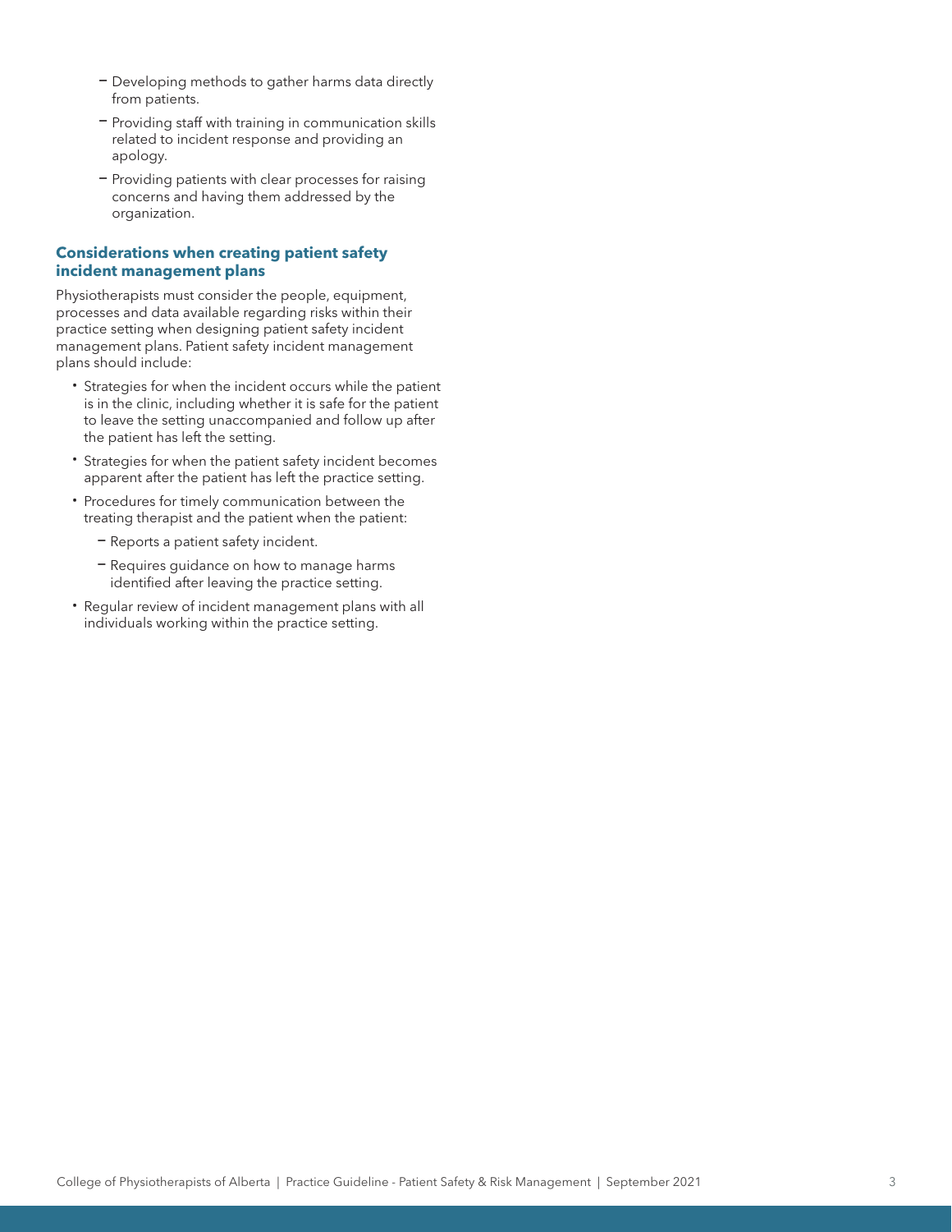- Developing methods to gather harms data directly from patients.
  - Providing staff with training in communication skills related to incident response and providing an apology.
  - Providing patients with clear processes for raising concerns and having them addressed by the organization.

### Considerations when creating patient safety incident management plans

Physiotherapists must consider the people, equipment, processes and data available regarding risks within their practice setting when designing patient safety incident management plans. Patient safety incident management plans should include:

- Strategies for when the incident occurs while the patient is in the clinic, including whether it is safe for the patient to leave the setting unaccompanied and follow up after the patient has left the setting.
- Strategies for when the patient safety incident becomes apparent after the patient has left the practice setting.
- Procedures for timely communication between the treating therapist and the patient when the patient:
  - Reports a patient safety incident.
  - Requires guidance on how to manage harms identified after leaving the practice setting.
- Regular review of incident management plans with all individuals working within the practice setting.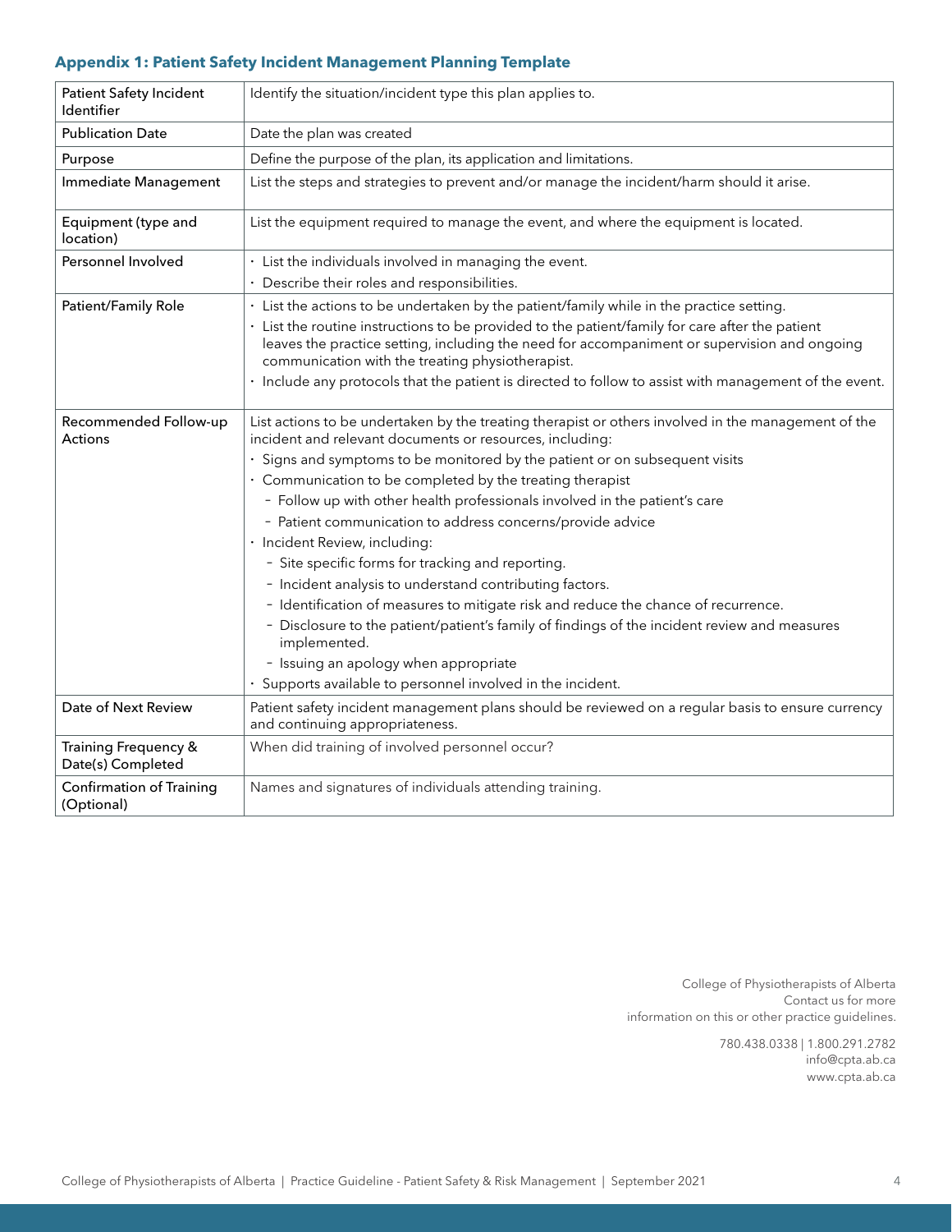## Appendix 1: Patient Safety Incident Management Planning Template

| | |
|---|---|
| Patient Safety Incident Identifier | Identify the situation/incident type this plan applies to. |
| Publication Date | Date the plan was created |
| Purpose | Define the purpose of the plan, its application and limitations. |
| Immediate Management | List the steps and strategies to prevent and/or manage the incident/harm should it arise. |
| Equipment (type and location) | List the equipment required to manage the event, and where the equipment is located. |
| Personnel Involved | · List the individuals involved in managing the event.<br>· Describe their roles and responsibilities. |
| Patient/Family Role | · List the actions to be undertaken by the patient/family while in the practice setting.<br>· List the routine instructions to be provided to the patient/family for care after the patient leaves the practice setting, including the need for accompaniment or supervision and ongoing communication with the treating physiotherapist.<br>· Include any protocols that the patient is directed to follow to assist with management of the event. |
| Recommended Follow-up Actions | List actions to be undertaken by the treating therapist or others involved in the management of the incident and relevant documents or resources, including:<br>· Signs and symptoms to be monitored by the patient or on subsequent visits<br>· Communication to be completed by the treating therapist<br>  - Follow up with other health professionals involved in the patient's care<br>  - Patient communication to address concerns/provide advice<br>· Incident Review, including:<br>  - Site specific forms for tracking and reporting.<br>  - Incident analysis to understand contributing factors.<br>  - Identification of measures to mitigate risk and reduce the chance of recurrence.<br>  - Disclosure to the patient/patient's family of findings of the incident review and measures implemented.<br>  - Issuing an apology when appropriate<br>· Supports available to personnel involved in the incident. |
| Date of Next Review | Patient safety incident management plans should be reviewed on a regular basis to ensure currency and continuing appropriateness. |
| Training Frequency & Date(s) Completed | When did training of involved personnel occur? |
| Confirmation of Training (Optional) | Names and signatures of individuals attending training. |

College of Physiotherapists of Alberta
Contact us for more
information on this or other practice guidelines.

780.438.0338 | 1.800.291.2782
info@cpta.ab.ca
www.cpta.ab.ca